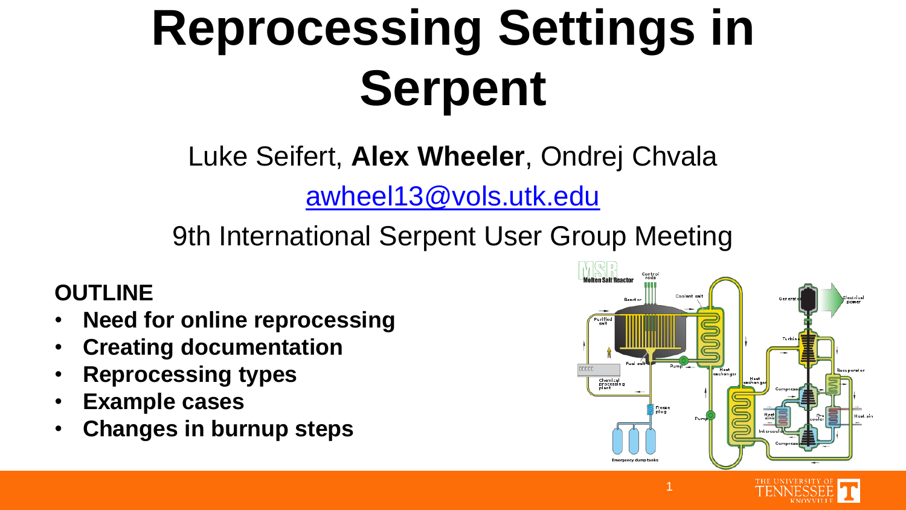# Reprocessing Settings in Serpent

Luke Seifert, **Alex Wheeler**, Ondrej Chvala

awheel13@vols.utk.edu

9th International Serpent User Group Meeting

**OUTLINE**

- **Need for online reprocessing**
- **Creating documentation**
- **Reprocessing types**
- **Example cases**
- **Changes in burnup steps**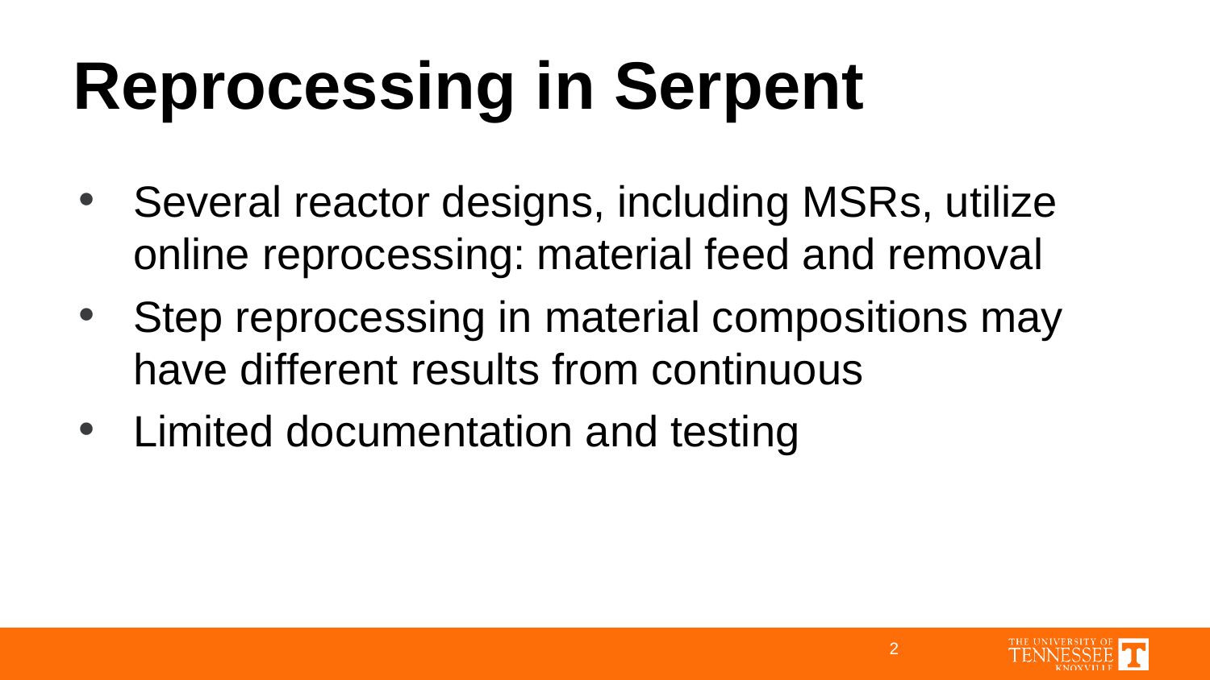# Reprocessing in Serpent

- Several reactor designs, including MSRs, utilize online reprocessing: material feed and removal
- Step reprocessing in material compositions may have different results from continuous
- Limited documentation and testing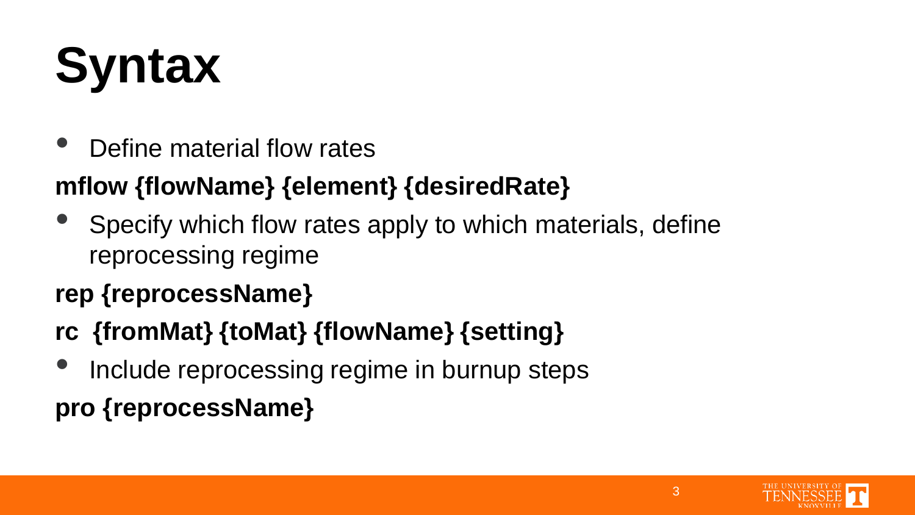# Syntax

- Define material flow rates

**mflow {flowName} {element} {desiredRate}**

- Specify which flow rates apply to which materials, define reprocessing regime

**rep {reprocessName}**

**rc {fromMat} {toMat} {flowName} {setting}**

- Include reprocessing regime in burnup steps

**pro {reprocessName}**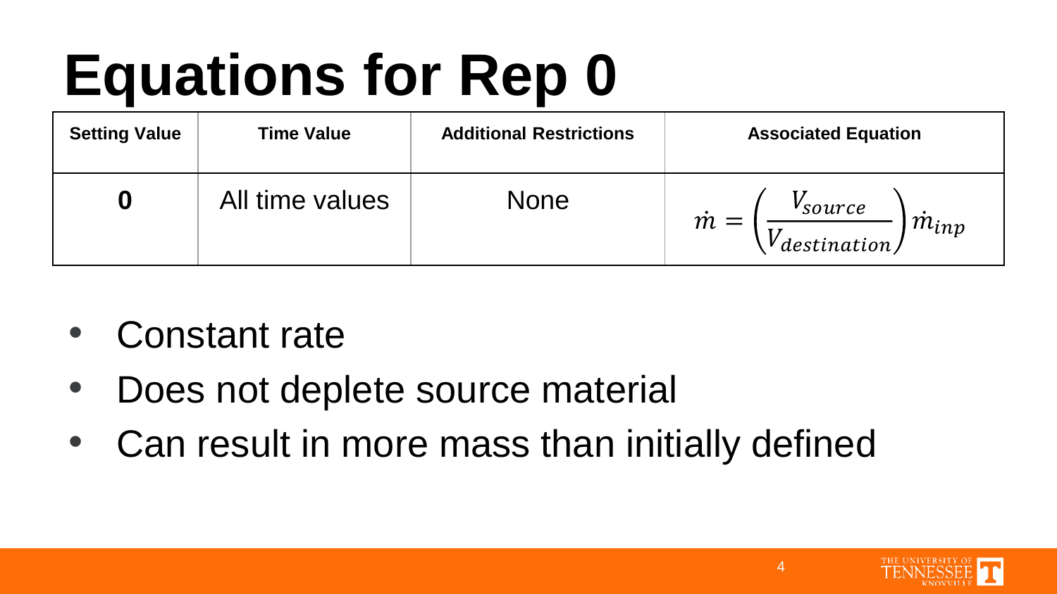# Equations for Rep 0

| Setting Value | Time Value | Additional Restrictions | Associated Equation |
| --- | --- | --- | --- |
| **0** | All time values | None | $\dot{m} = \left(\frac{V_{source}}{V_{destination}}\right)\dot{m}_{inp}$ |

- Constant rate
- Does not deplete source material
- Can result in more mass than initially defined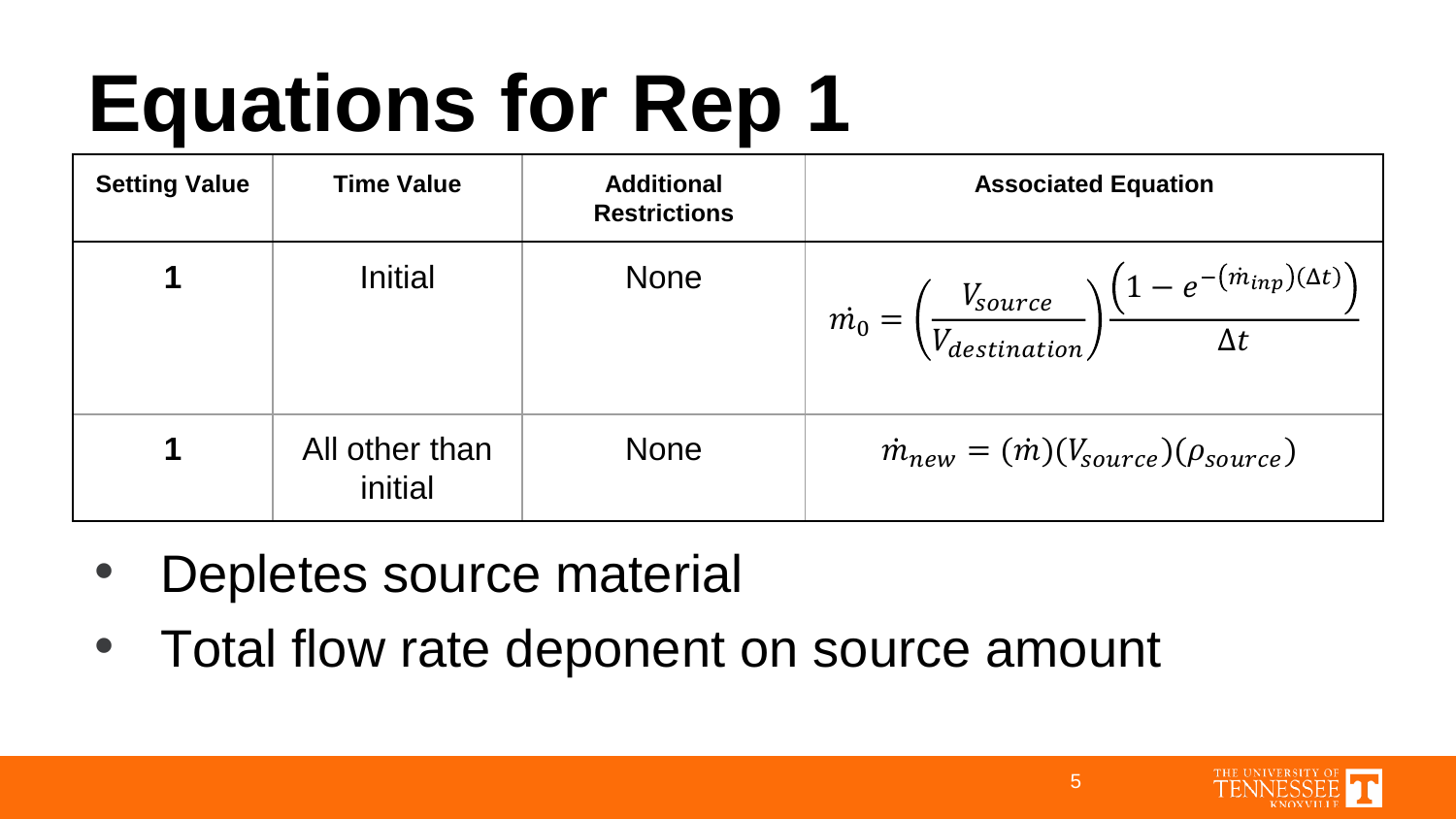# Equations for Rep 1

| Setting Value | Time Value | Additional Restrictions | Associated Equation |
|---|---|---|---|
| 1 | Initial | None | $\dot{m}_0 = \left(\frac{V_{source}}{V_{destination}}\right)\frac{\left(1 - e^{-(\dot{m}_{inp})(\Delta t)}\right)}{\Delta t}$ |
| 1 | All other than initial | None | $\dot{m}_{new} = (\dot{m})(V_{source})(\rho_{source})$ |

- Depletes source material
- Total flow rate deponent on source amount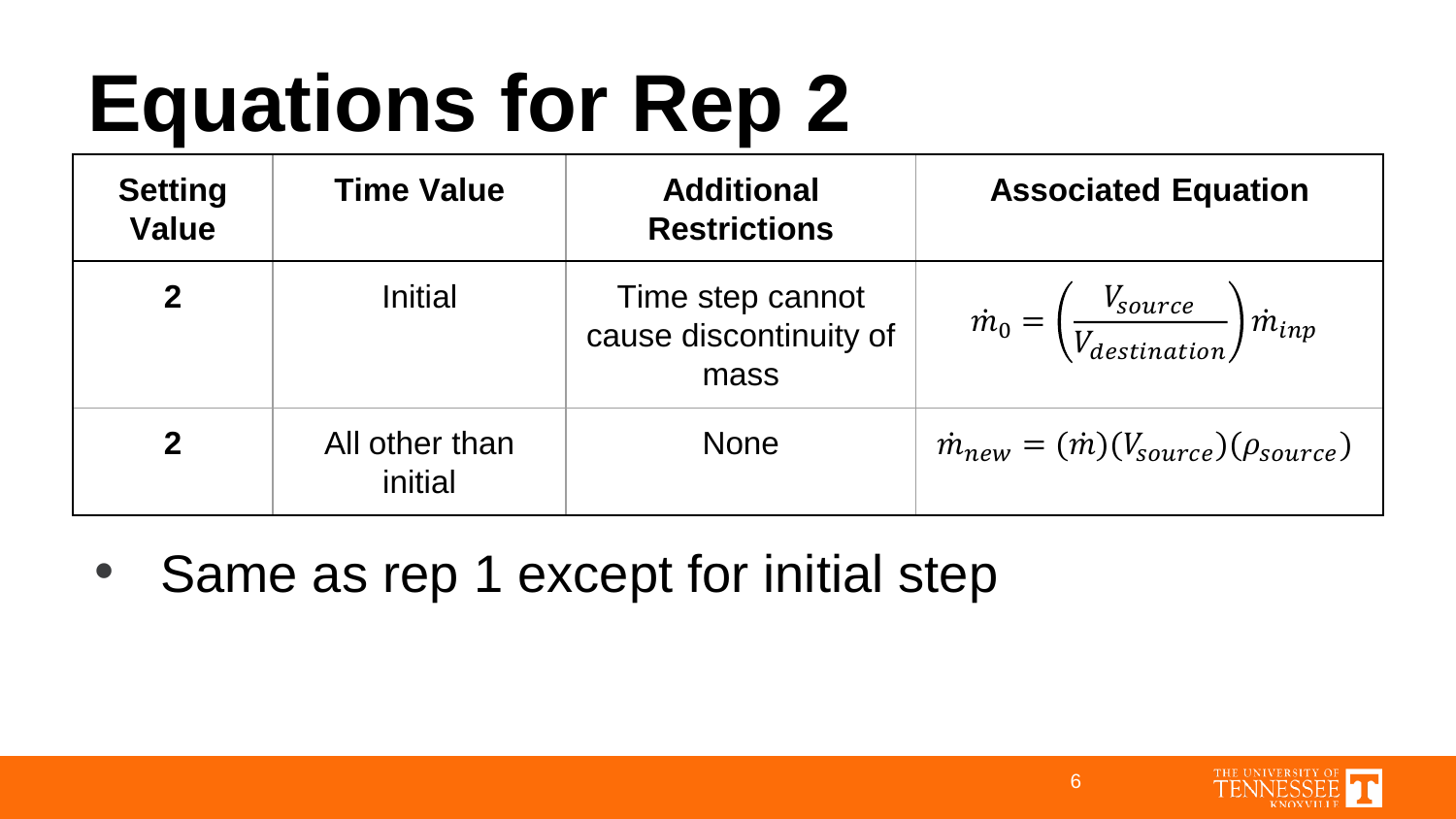# Equations for Rep 2

| Setting Value | Time Value | Additional Restrictions | Associated Equation |
|---|---|---|---|
| **2** | Initial | Time step cannot cause discontinuity of mass | $\dot{m}_0 = \left(\frac{V_{source}}{V_{destination}}\right)\dot{m}_{inp}$ |
| **2** | All other than initial | None | $\dot{m}_{new} = (\dot{m})(V_{source})(\rho_{source})$ |

- Same as rep 1 except for initial step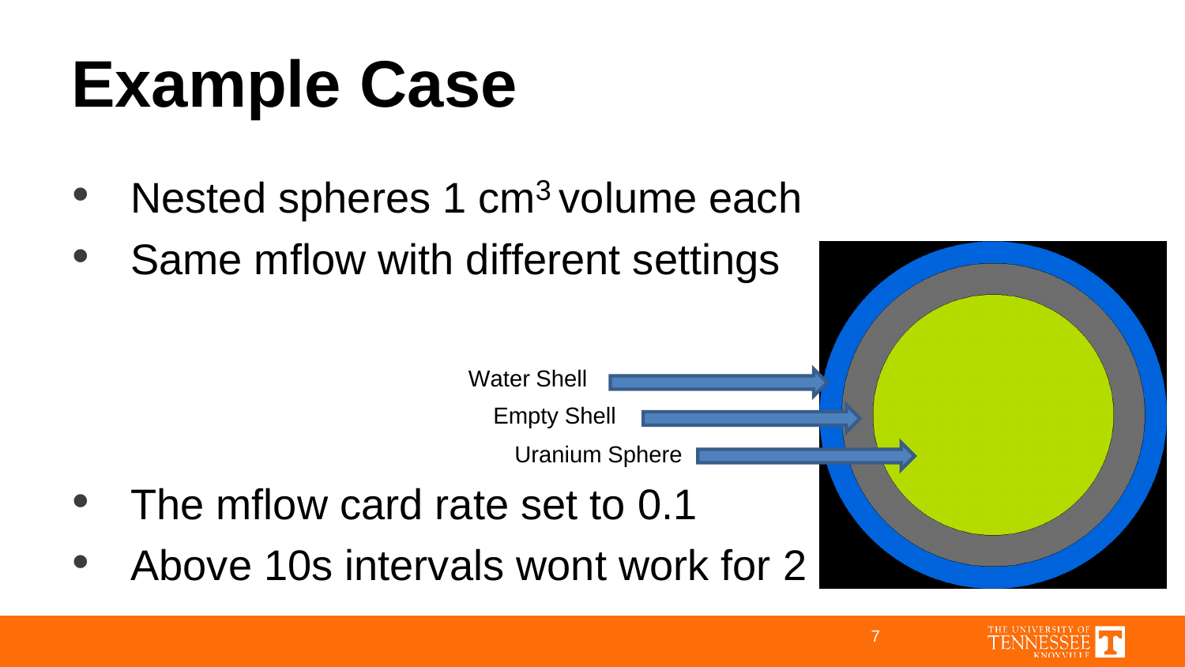# Example Case

- Nested spheres 1 $cm^3$ volume each
- Same mflow with different settings

Water Shell

Empty Shell

Uranium Sphere

- The mflow card rate set to 0.1
- Above 10s intervals wont work for 2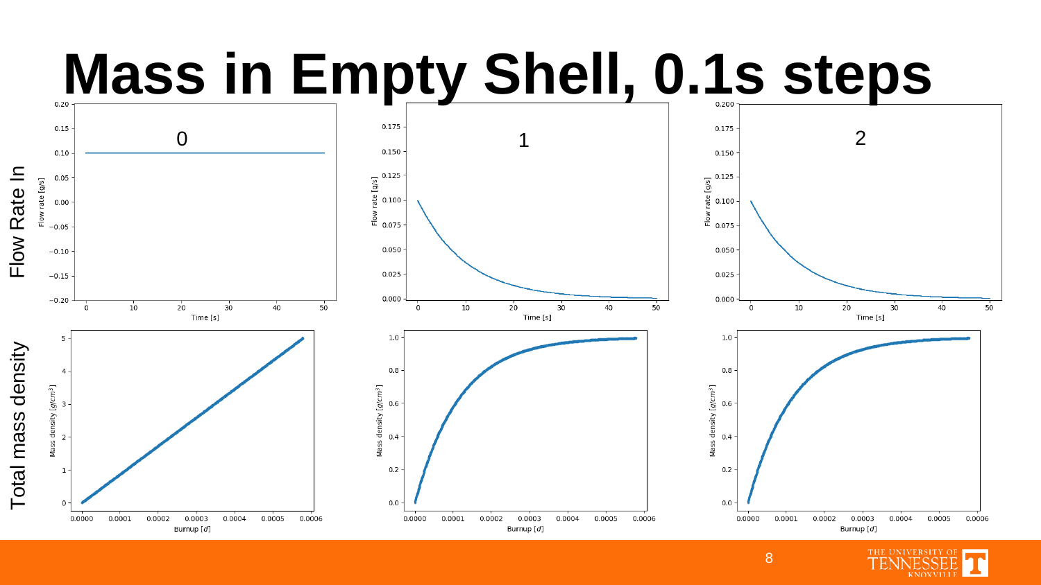# Mass in Empty Shell, 0.1s steps

Flow Rate In

Total mass density

0

1

2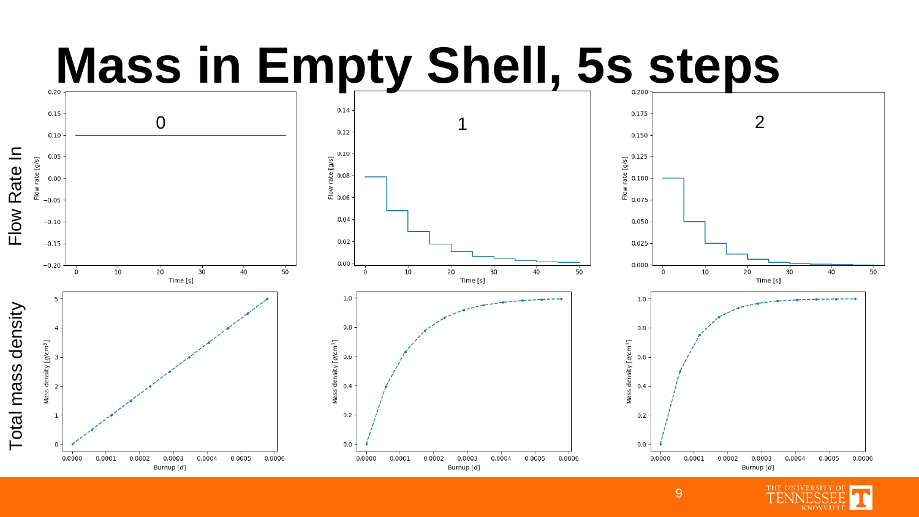# Mass in Empty Shell, 5s steps

Flow Rate In

Total mass density

0

1

2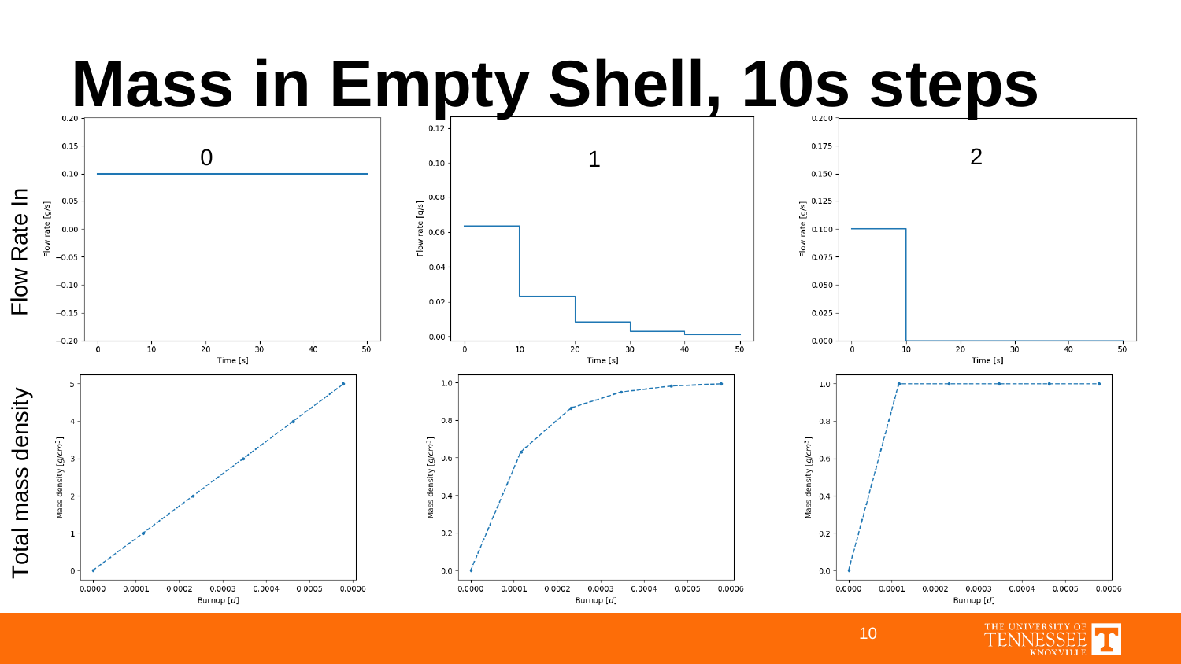# Mass in Empty Shell, 10s steps

Flow Rate In

Total mass density

0

1

2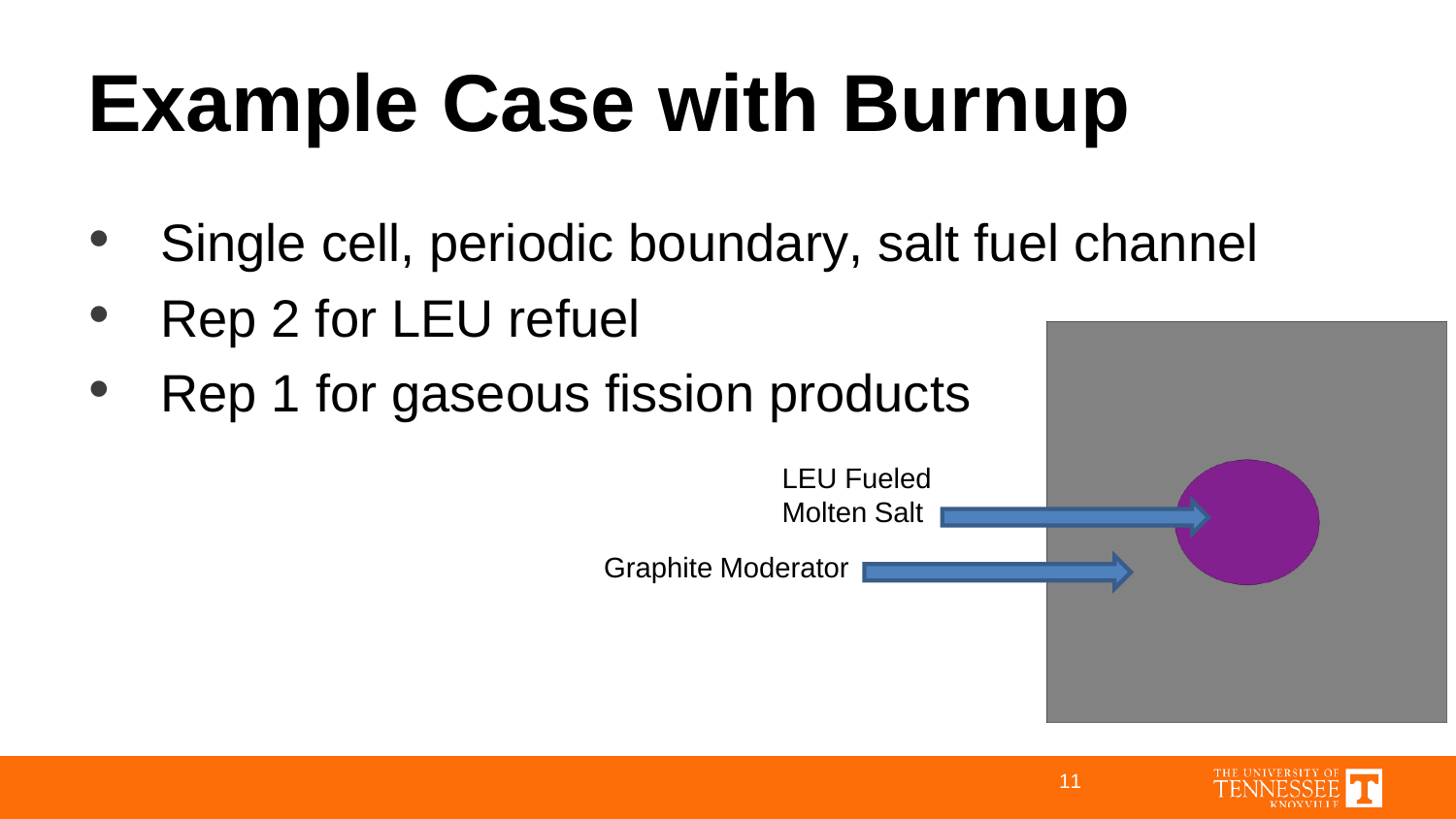# Example Case with Burnup

- Single cell, periodic boundary, salt fuel channel
- Rep 2 for LEU refuel
- Rep 1 for gaseous fission products

LEU Fueled Molten Salt

Graphite Moderator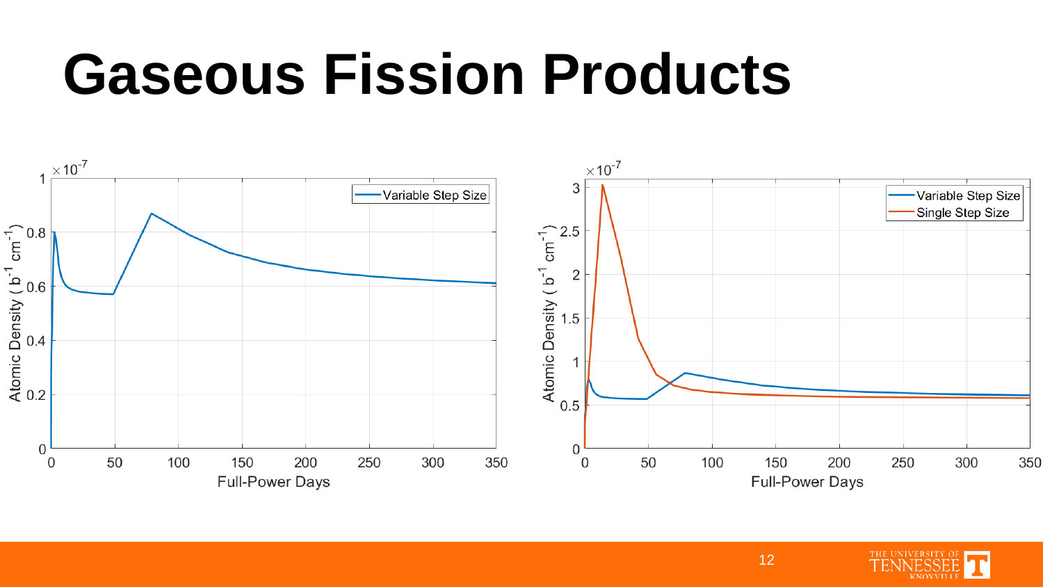# Gaseous Fission Products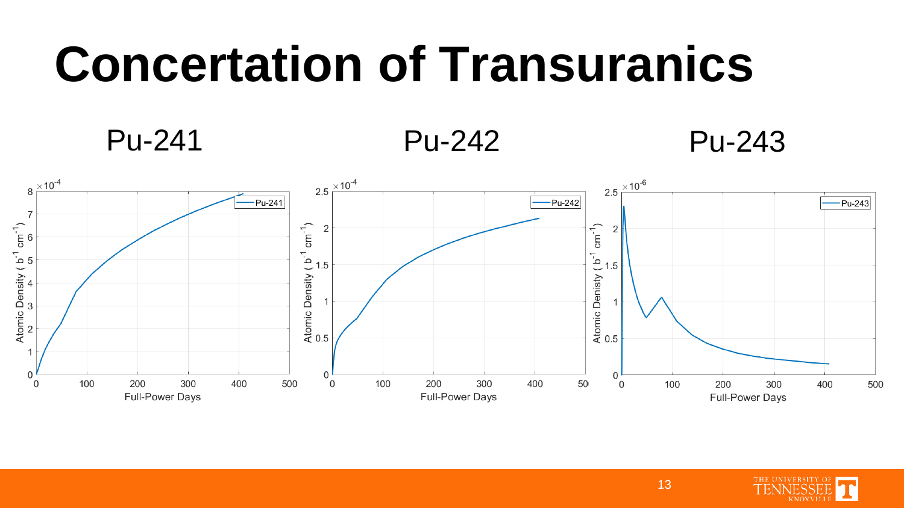# Concertation of Transuranics

Pu-241

Pu-242

Pu-243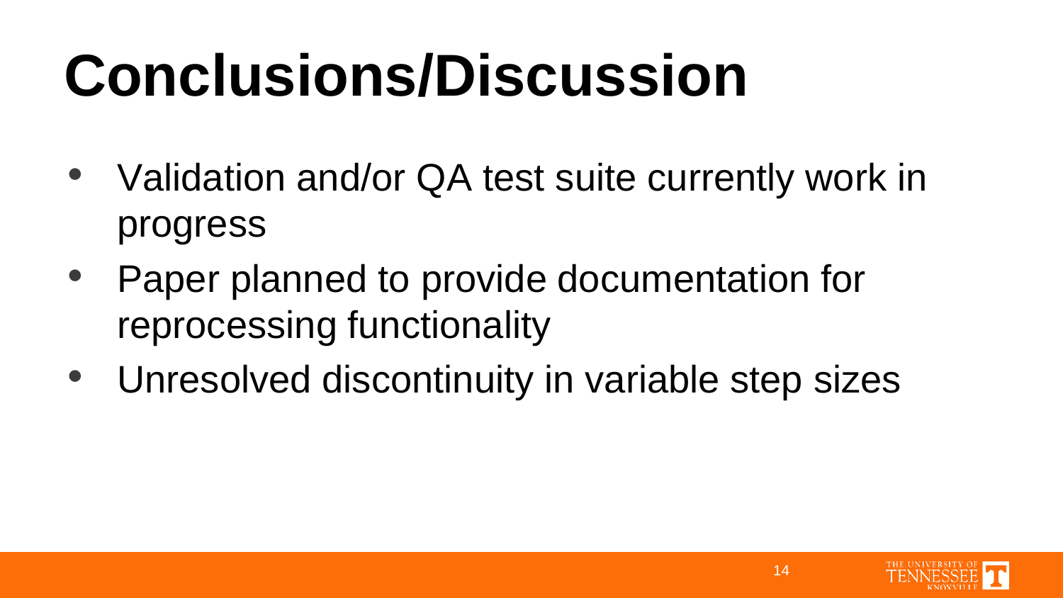# Conclusions/Discussion

- Validation and/or QA test suite currently work in progress
- Paper planned to provide documentation for reprocessing functionality
- Unresolved discontinuity in variable step sizes